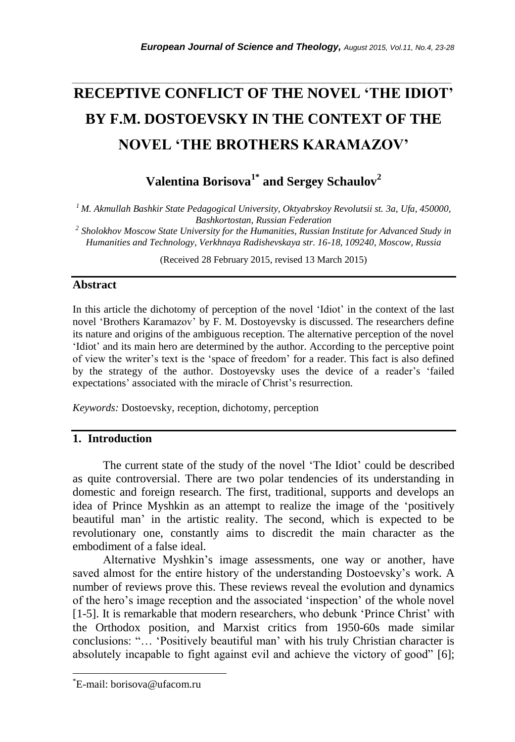# RECEPTIVE CONFLICT OF THE NOVEL 'THE IDIOT' BY F.M. DOSTOEVSKY IN THE CONTEXT OF THE NOVEL 'THE BROTHERS KARAMAZOV'

**Valentina Borisova[1*] and Sergey Schaulov[2]**

*[1] M. Akmullah Bashkir State Pedagogical University, Oktyabrskoy Revolutsii st. 3a, Ufa, 450000, Bashkortostan, Russian Federation*

*[2] Sholokhov Moscow State University for the Humanities, Russian Institute for Advanced Study in Humanities and Technology, Verkhnaya Radishevskaya str. 16-18, 109240, Moscow, Russia*

(Received 28 February 2015, revised 13 March 2015)

## Abstract

In this article the dichotomy of perception of the novel 'Idiot' in the context of the last novel 'Brothers Karamazov' by F. M. Dostoyevsky is discussed. The researchers define its nature and origins of the ambiguous reception. The alternative perception of the novel 'Idiot' and its main hero are determined by the author. According to the perceptive point of view the writer's text is the 'space of freedom' for a reader. This fact is also defined by the strategy of the author. Dostoyevsky uses the device of a reader's 'failed expectations' associated with the miracle of Christ's resurrection.

*Keywords:* Dostoevsky, reception, dichotomy, perception

## 1. Introduction

The current state of the study of the novel 'The Idiot' could be described as quite controversial. There are two polar tendencies of its understanding in domestic and foreign research. The first, traditional, supports and develops an idea of Prince Myshkin as an attempt to realize the image of the 'positively beautiful man' in the artistic reality. The second, which is expected to be revolutionary one, constantly aims to discredit the main character as the embodiment of a false ideal.

Alternative Myshkin's image assessments, one way or another, have saved almost for the entire history of the understanding Dostoevsky's work. A number of reviews prove this. These reviews reveal the evolution and dynamics of the hero's image reception and the associated 'inspection' of the whole novel [1-5]. It is remarkable that modern researchers, who debunk 'Prince Christ' with the Orthodox position, and Marxist critics from 1950-60s made similar conclusions: "… 'Positively beautiful man' with his truly Christian character is absolutely incapable to fight against evil and achieve the victory of good" [6];

---

*E-mail: borisova@ufacom.ru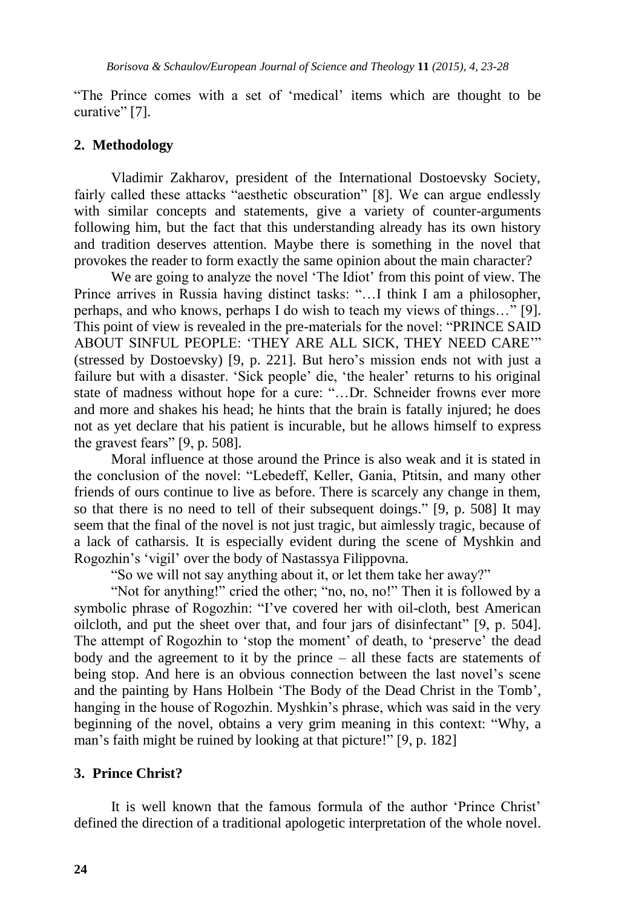"The Prince comes with a set of 'medical' items which are thought to be curative" [7].

## 2. Methodology

Vladimir Zakharov, president of the International Dostoevsky Society, fairly called these attacks "aesthetic obscuration" [8]. We can argue endlessly with similar concepts and statements, give a variety of counter-arguments following him, but the fact that this understanding already has its own history and tradition deserves attention. Maybe there is something in the novel that provokes the reader to form exactly the same opinion about the main character?

We are going to analyze the novel 'The Idiot' from this point of view. The Prince arrives in Russia having distinct tasks: "…I think I am a philosopher, perhaps, and who knows, perhaps I do wish to teach my views of things…" [9]. This point of view is revealed in the pre-materials for the novel: "PRINCE SAID ABOUT SINFUL PEOPLE: 'THEY ARE ALL SICK, THEY NEED CARE'" (stressed by Dostoevsky) [9, p. 221]. But hero's mission ends not with just a failure but with a disaster. 'Sick people' die, 'the healer' returns to his original state of madness without hope for a cure: "…Dr. Schneider frowns ever more and more and shakes his head; he hints that the brain is fatally injured; he does not as yet declare that his patient is incurable, but he allows himself to express the gravest fears" [9, p. 508].

Moral influence at those around the Prince is also weak and it is stated in the conclusion of the novel: "Lebedeff, Keller, Gania, Ptitsin, and many other friends of ours continue to live as before. There is scarcely any change in them, so that there is no need to tell of their subsequent doings." [9, p. 508] It may seem that the final of the novel is not just tragic, but aimlessly tragic, because of a lack of catharsis. It is especially evident during the scene of Myshkin and Rogozhin's 'vigil' over the body of Nastassya Filippovna.

"So we will not say anything about it, or let them take her away?"

"Not for anything!" cried the other; "no, no, no!" Then it is followed by a symbolic phrase of Rogozhin: "I've covered her with oil-cloth, best American oilcloth, and put the sheet over that, and four jars of disinfectant" [9, p. 504]. The attempt of Rogozhin to 'stop the moment' of death, to 'preserve' the dead body and the agreement to it by the prince – all these facts are statements of being stop. And here is an obvious connection between the last novel's scene and the painting by Hans Holbein 'The Body of the Dead Christ in the Tomb', hanging in the house of Rogozhin. Myshkin's phrase, which was said in the very beginning of the novel, obtains a very grim meaning in this context: "Why, a man's faith might be ruined by looking at that picture!" [9, p. 182]

## 3. Prince Christ?

It is well known that the famous formula of the author 'Prince Christ' defined the direction of a traditional apologetic interpretation of the whole novel.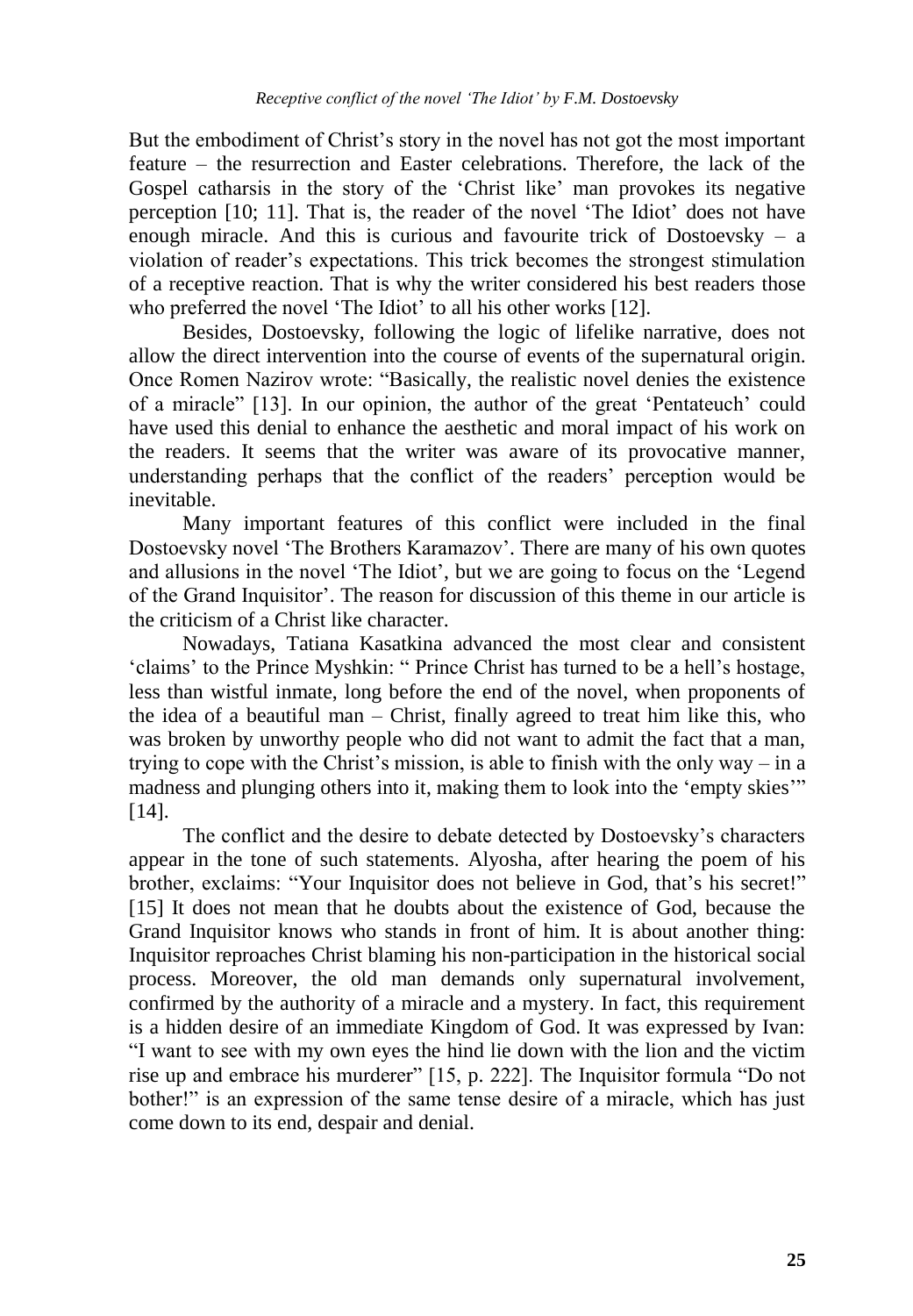But the embodiment of Christ's story in the novel has not got the most important feature – the resurrection and Easter celebrations. Therefore, the lack of the Gospel catharsis in the story of the 'Christ like' man provokes its negative perception [10; 11]. That is, the reader of the novel 'The Idiot' does not have enough miracle. And this is curious and favourite trick of Dostoevsky – a violation of reader's expectations. This trick becomes the strongest stimulation of a receptive reaction. That is why the writer considered his best readers those who preferred the novel 'The Idiot' to all his other works [12].

Besides, Dostoevsky, following the logic of lifelike narrative, does not allow the direct intervention into the course of events of the supernatural origin. Once Romen Nazirov wrote: "Basically, the realistic novel denies the existence of a miracle" [13]. In our opinion, the author of the great 'Pentateuch' could have used this denial to enhance the aesthetic and moral impact of his work on the readers. It seems that the writer was aware of its provocative manner, understanding perhaps that the conflict of the readers' perception would be inevitable.

Many important features of this conflict were included in the final Dostoevsky novel 'The Brothers Karamazov'. There are many of his own quotes and allusions in the novel 'The Idiot', but we are going to focus on the 'Legend of the Grand Inquisitor'. The reason for discussion of this theme in our article is the criticism of a Christ like character.

Nowadays, Tatiana Kasatkina advanced the most clear and consistent 'claims' to the Prince Myshkin: " Prince Christ has turned to be a hell's hostage, less than wistful inmate, long before the end of the novel, when proponents of the idea of a beautiful man – Christ, finally agreed to treat him like this, who was broken by unworthy people who did not want to admit the fact that a man, trying to cope with the Christ's mission, is able to finish with the only way – in a madness and plunging others into it, making them to look into the 'empty skies'" [14].

The conflict and the desire to debate detected by Dostoevsky's characters appear in the tone of such statements. Alyosha, after hearing the poem of his brother, exclaims: "Your Inquisitor does not believe in God, that's his secret!" [15] It does not mean that he doubts about the existence of God, because the Grand Inquisitor knows who stands in front of him. It is about another thing: Inquisitor reproaches Christ blaming his non-participation in the historical social process. Moreover, the old man demands only supernatural involvement, confirmed by the authority of a miracle and a mystery. In fact, this requirement is a hidden desire of an immediate Kingdom of God. It was expressed by Ivan: "I want to see with my own eyes the hind lie down with the lion and the victim rise up and embrace his murderer" [15, p. 222]. The Inquisitor formula "Do not bother!" is an expression of the same tense desire of a miracle, which has just come down to its end, despair and denial.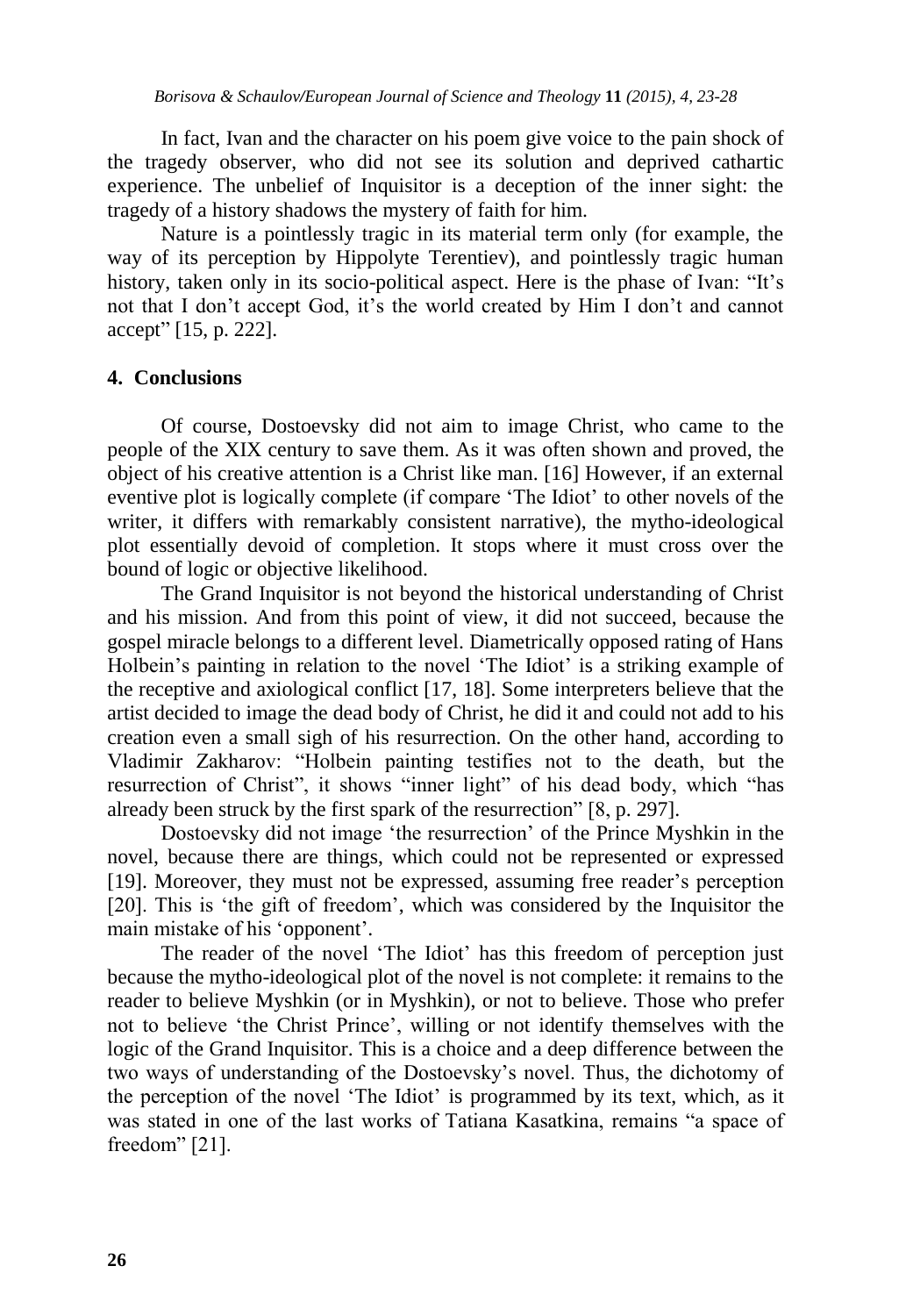In fact, Ivan and the character on his poem give voice to the pain shock of the tragedy observer, who did not see its solution and deprived cathartic experience. The unbelief of Inquisitor is a deception of the inner sight: the tragedy of a history shadows the mystery of faith for him.

Nature is a pointlessly tragic in its material term only (for example, the way of its perception by Hippolyte Terentiev), and pointlessly tragic human history, taken only in its socio-political aspect. Here is the phase of Ivan: "It's not that I don't accept God, it's the world created by Him I don't and cannot accept" [15, p. 222].

## 4. Conclusions

Of course, Dostoevsky did not aim to image Christ, who came to the people of the XIX century to save them. As it was often shown and proved, the object of his creative attention is a Christ like man. [16] However, if an external eventive plot is logically complete (if compare 'The Idiot' to other novels of the writer, it differs with remarkably consistent narrative), the mytho-ideological plot essentially devoid of completion. It stops where it must cross over the bound of logic or objective likelihood.

The Grand Inquisitor is not beyond the historical understanding of Christ and his mission. And from this point of view, it did not succeed, because the gospel miracle belongs to a different level. Diametrically opposed rating of Hans Holbein's painting in relation to the novel 'The Idiot' is a striking example of the receptive and axiological conflict [17, 18]. Some interpreters believe that the artist decided to image the dead body of Christ, he did it and could not add to his creation even a small sigh of his resurrection. On the other hand, according to Vladimir Zakharov: "Holbein painting testifies not to the death, but the resurrection of Christ", it shows "inner light" of his dead body, which "has already been struck by the first spark of the resurrection" [8, p. 297].

Dostoevsky did not image 'the resurrection' of the Prince Myshkin in the novel, because there are things, which could not be represented or expressed [19]. Moreover, they must not be expressed, assuming free reader's perception [20]. This is 'the gift of freedom', which was considered by the Inquisitor the main mistake of his 'opponent'.

The reader of the novel 'The Idiot' has this freedom of perception just because the mytho-ideological plot of the novel is not complete: it remains to the reader to believe Myshkin (or in Myshkin), or not to believe. Those who prefer not to believe 'the Christ Prince', willing or not identify themselves with the logic of the Grand Inquisitor. This is a choice and a deep difference between the two ways of understanding of the Dostoevsky's novel. Thus, the dichotomy of the perception of the novel 'The Idiot' is programmed by its text, which, as it was stated in one of the last works of Tatiana Kasatkina, remains "a space of freedom" [21].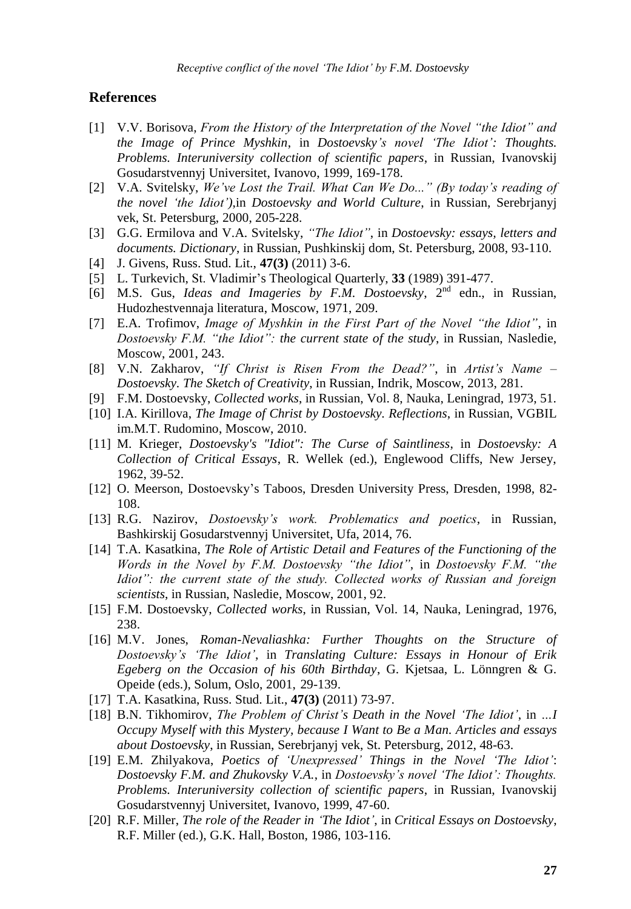## References

[1] V.V. Borisova, *From the History of the Interpretation of the Novel "the Idiot" and the Image of Prince Myshkin*, in *Dostoevsky's novel 'The Idiot': Thoughts. Problems. Interuniversity collection of scientific papers*, in Russian, Ivanovskij Gosudarstvennyj Universitet, Ivanovo, 1999, 169-178.

[2] V.A. Svitelsky, *We've Lost the Trail. What Can We Do..." (By today's reading of the novel 'the Idiot')*,in *Dostoevsky and World Culture*, in Russian, Serebrjanyj vek, St. Petersburg, 2000, 205-228.

[3] G.G. Ermilova and V.A. Svitelsky, *"The Idiot"*, in *Dostoevsky: essays, letters and documents. Dictionary*, in Russian, Pushkinskij dom, St. Petersburg, 2008, 93-110.

[4] J. Givens, Russ. Stud. Lit., **47(3)** (2011) 3-6.

[5] L. Turkevich, St. Vladimir's Theological Quarterly, **33** (1989) 391-477.

[6] M.S. Gus, *Ideas and Imageries by F.M. Dostoevsky*, 2nd edn., in Russian, Hudozhestvennaja literatura, Moscow, 1971, 209.

[7] E.A. Trofimov, *Image of Myshkin in the First Part of the Novel "the Idiot"*, in *Dostoevsky F.M. "the Idiot": the current state of the study*, in Russian, Nasledie, Moscow, 2001, 243.

[8] V.N. Zakharov, *"If Christ is Risen From the Dead?"*, in *Artist's Name – Dostoevsky. The Sketch of Creativity*, in Russian, Indrik, Moscow, 2013, 281.

[9] F.M. Dostoevsky, *Collected works*, in Russian, Vol. 8, Nauka, Leningrad, 1973, 51.

[10] I.A. Kirillova, *The Image of Christ by Dostoevsky. Reflections*, in Russian, VGBIL im.M.T. Rudomino, Moscow, 2010.

[11] M. Krieger, *Dostoevsky's "Idiot": The Curse of Saintliness*, in *Dostoevsky: A Collection of Critical Essays*, R. Wellek (ed.), Englewood Cliffs, New Jersey, 1962, 39-52.

[12] O. Meerson, Dostoevsky's Taboos, Dresden University Press, Dresden, 1998, 82-108.

[13] R.G. Nazirov, *Dostoevsky's work. Problematics and poetics*, in Russian, Bashkirskij Gosudarstvennyj Universitet, Ufa, 2014, 76.

[14] T.A. Kasatkina, *The Role of Artistic Detail and Features of the Functioning of the Words in the Novel by F.M. Dostoevsky "the Idiot"*, in *Dostoevsky F.M. "the Idiot": the current state of the study. Collected works of Russian and foreign scientists*, in Russian, Nasledie, Moscow, 2001, 92.

[15] F.M. Dostoevsky, *Collected works*, in Russian, Vol. 14, Nauka, Leningrad, 1976, 238.

[16] M.V. Jones, *Roman-Nevaliashka: Further Thoughts on the Structure of Dostoevsky's 'The Idiot'*, in *Translating Culture: Essays in Honour of Erik Egeberg on the Occasion of his 60th Birthday*, G. Kjetsaa, L. Lönngren & G. Opeide (eds.), Solum, Oslo, 2001, 29-139.

[17] T.A. Kasatkina, Russ. Stud. Lit., **47(3)** (2011) 73-97.

[18] B.N. Tikhomirov, *The Problem of Christ's Death in the Novel 'The Idiot'*, in *...I Occupy Myself with this Mystery, because I Want to Be a Man. Articles and essays about Dostoevsky*, in Russian, Serebrjanyj vek, St. Petersburg, 2012, 48-63.

[19] E.M. Zhilyakova, *Poetics of 'Unexpressed' Things in the Novel 'The Idiot'*: *Dostoevsky F.M. and Zhukovsky V.A.*, in *Dostoevsky's novel 'The Idiot': Thoughts. Problems. Interuniversity collection of scientific papers*, in Russian, Ivanovskij Gosudarstvennyj Universitet, Ivanovo, 1999, 47-60.

[20] R.F. Miller, *The role of the Reader in 'The Idiot'*, in *Critical Essays on Dostoevsky*, R.F. Miller (ed.), G.K. Hall, Boston, 1986, 103-116.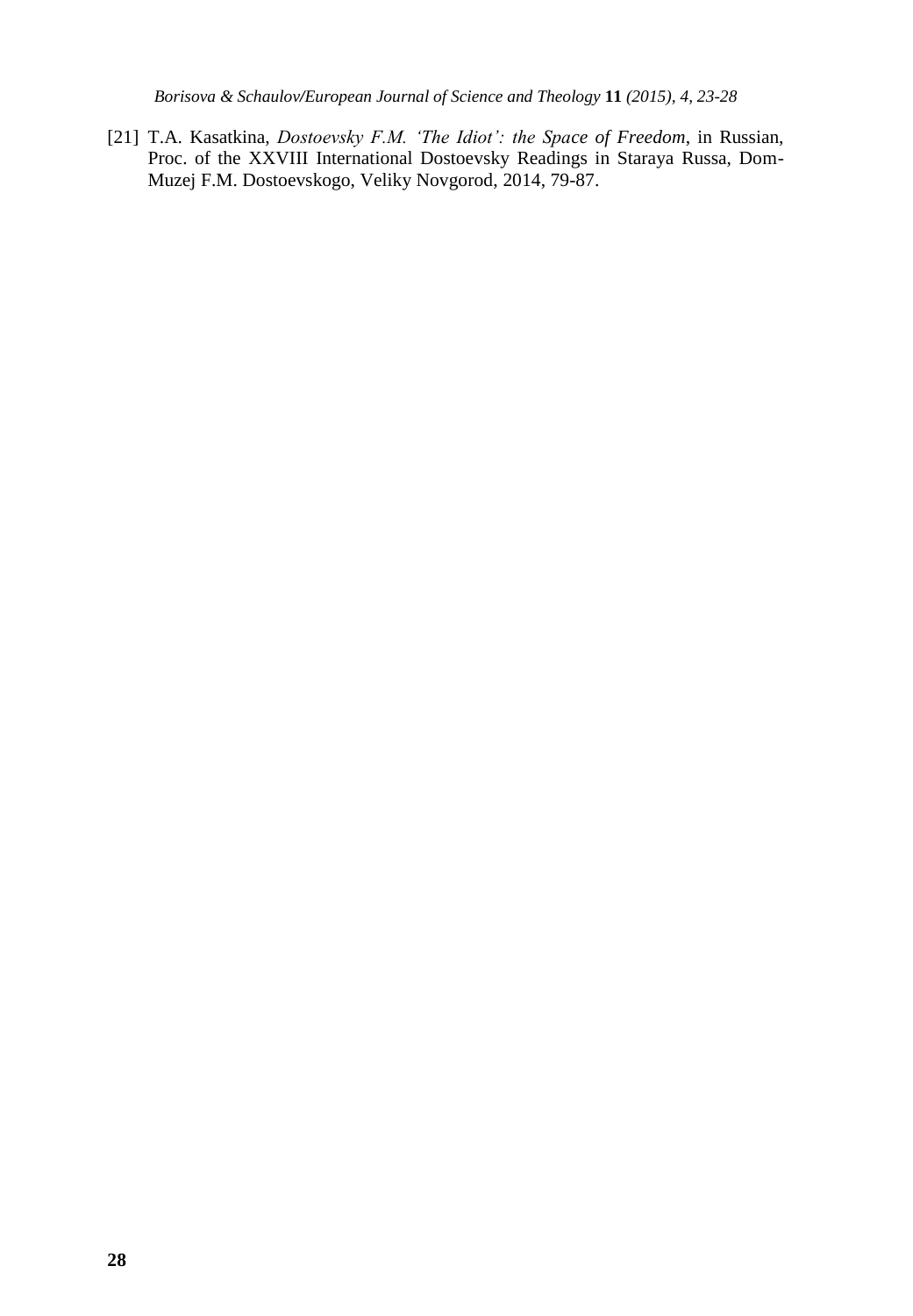[21] T.A. Kasatkina, *Dostoevsky F.M. 'The Idiot': the Space of Freedom*, in Russian, Proc. of the XXVIII International Dostoevsky Readings in Staraya Russa, Dom-Muzej F.M. Dostoevskogo, Veliky Novgorod, 2014, 79-87.